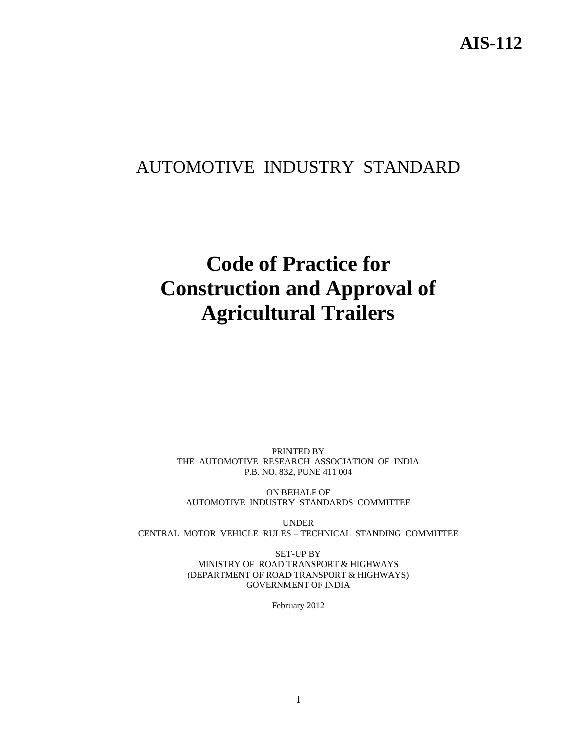# AIS-112

AUTOMOTIVE INDUSTRY STANDARD

# Code of Practice for Construction and Approval of Agricultural Trailers

PRINTED BY
THE AUTOMOTIVE RESEARCH ASSOCIATION OF INDIA
P.B. NO. 832, PUNE 411 004

ON BEHALF OF
AUTOMOTIVE INDUSTRY STANDARDS COMMITTEE

UNDER
CENTRAL MOTOR VEHICLE RULES – TECHNICAL STANDING COMMITTEE

SET-UP BY
MINISTRY OF ROAD TRANSPORT & HIGHWAYS
(DEPARTMENT OF ROAD TRANSPORT & HIGHWAYS)
GOVERNMENT OF INDIA

February 2012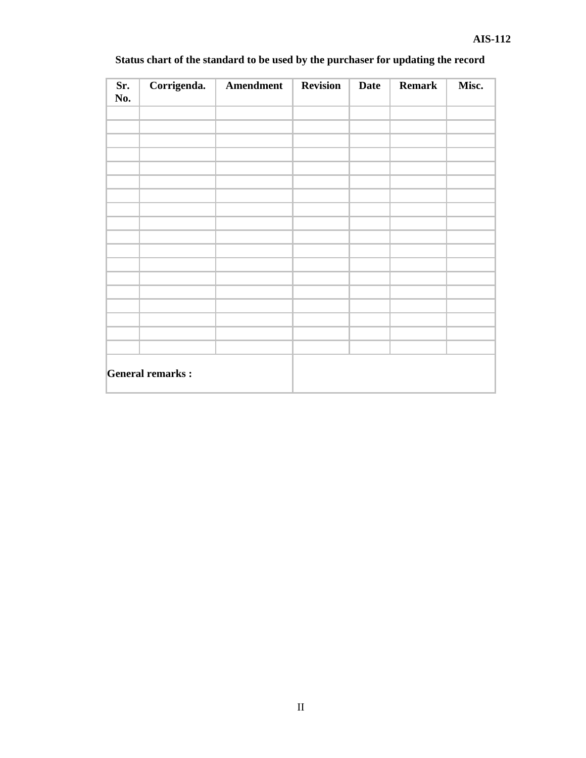**Status chart of the standard to be used by the purchaser for updating the record**

| Sr. No. | Corrigenda. | Amendment | Revision | Date | Remark | Misc. |
|---|---|---|---|---|---|---|
| | | | | | | |
| | | | | | | |
| | | | | | | |
| | | | | | | |
| | | | | | | |
| | | | | | | |
| | | | | | | |
| | | | | | | |
| | | | | | | |
| | | | | | | |
| | | | | | | |
| | | | | | | |
| | | | | | | |
| | | | | | | |
| | | | | | | |
| | | | | | | |
| | | | | | | |
| | | | | | | |
| **General remarks :** | | | | | | |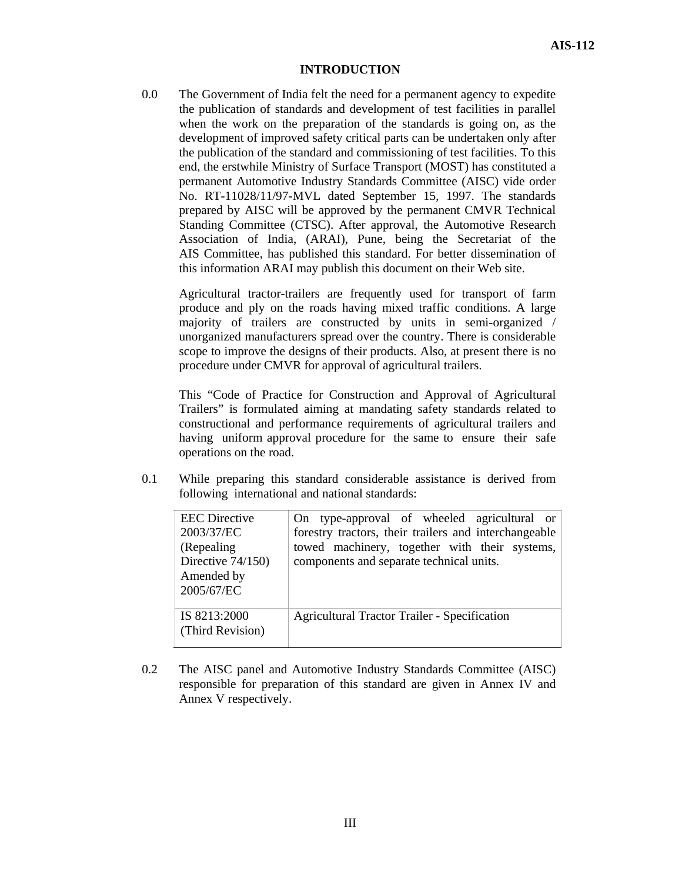# INTRODUCTION

0.0 The Government of India felt the need for a permanent agency to expedite the publication of standards and development of test facilities in parallel when the work on the preparation of the standards is going on, as the development of improved safety critical parts can be undertaken only after the publication of the standard and commissioning of test facilities. To this end, the erstwhile Ministry of Surface Transport (MOST) has constituted a permanent Automotive Industry Standards Committee (AISC) vide order No. RT-11028/11/97-MVL dated September 15, 1997. The standards prepared by AISC will be approved by the permanent CMVR Technical Standing Committee (CTSC). After approval, the Automotive Research Association of India, (ARAI), Pune, being the Secretariat of the AIS Committee, has published this standard. For better dissemination of this information ARAI may publish this document on their Web site.

Agricultural tractor-trailers are frequently used for transport of farm produce and ply on the roads having mixed traffic conditions. A large majority of trailers are constructed by units in semi-organized / unorganized manufacturers spread over the country. There is considerable scope to improve the designs of their products. Also, at present there is no procedure under CMVR for approval of agricultural trailers.

This "Code of Practice for Construction and Approval of Agricultural Trailers" is formulated aiming at mandating safety standards related to constructional and performance requirements of agricultural trailers and having uniform approval procedure for the same to ensure their safe operations on the road.

0.1 While preparing this standard considerable assistance is derived from following international and national standards:

| | |
|---|---|
| EEC Directive 2003/37/EC (Repealing Directive 74/150) Amended by 2005/67/EC | On type-approval of wheeled agricultural or forestry tractors, their trailers and interchangeable towed machinery, together with their systems, components and separate technical units. |
| IS 8213:2000 (Third Revision) | Agricultural Tractor Trailer - Specification |

0.2 The AISC panel and Automotive Industry Standards Committee (AISC) responsible for preparation of this standard are given in Annex IV and Annex V respectively.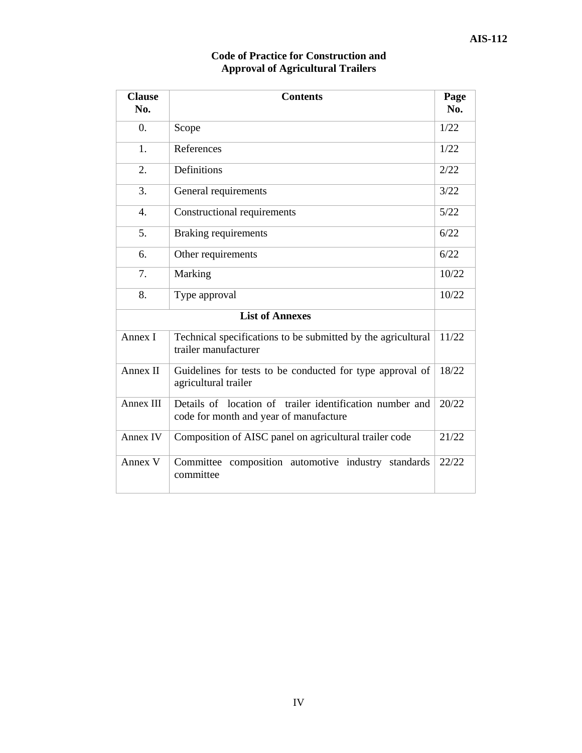## Code of Practice for Construction and Approval of Agricultural Trailers

| Clause No. | Contents | Page No. |
|---|---|---|
| 0. | Scope | 1/22 |
| 1. | References | 1/22 |
| 2. | Definitions | 2/22 |
| 3. | General requirements | 3/22 |
| 4. | Constructional requirements | 5/22 |
| 5. | Braking requirements | 6/22 |
| 6. | Other requirements | 6/22 |
| 7. | Marking | 10/22 |
| 8. | Type approval | 10/22 |
| **List of Annexes** | | |
| Annex I | Technical specifications to be submitted by the agricultural trailer manufacturer | 11/22 |
| Annex II | Guidelines for tests to be conducted for type approval of agricultural trailer | 18/22 |
| Annex III | Details of location of trailer identification number and code for month and year of manufacture | 20/22 |
| Annex IV | Composition of AISC panel on agricultural trailer code | 21/22 |
| Annex V | Committee composition automotive industry standards committee | 22/22 |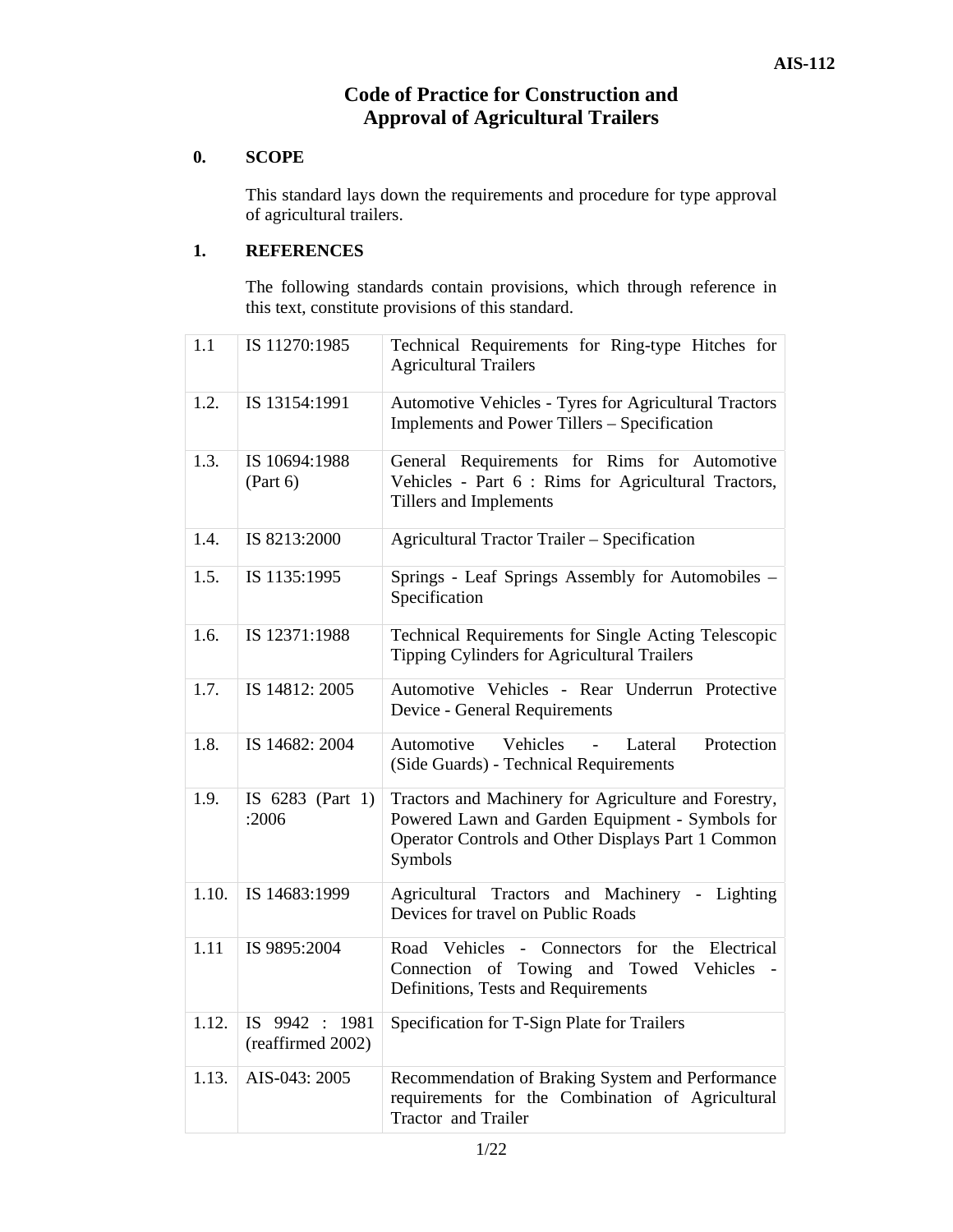# Code of Practice for Construction and Approval of Agricultural Trailers

## 0. SCOPE

This standard lays down the requirements and procedure for type approval of agricultural trailers.

## 1. REFERENCES

The following standards contain provisions, which through reference in this text, constitute provisions of this standard.

| | | |
|---|---|---|
| 1.1 | IS 11270:1985 | Technical Requirements for Ring-type Hitches for Agricultural Trailers |
| 1.2. | IS 13154:1991 | Automotive Vehicles - Tyres for Agricultural Tractors Implements and Power Tillers – Specification |
| 1.3. | IS 10694:1988 (Part 6) | General Requirements for Rims for Automotive Vehicles - Part 6 : Rims for Agricultural Tractors, Tillers and Implements |
| 1.4. | IS 8213:2000 | Agricultural Tractor Trailer – Specification |
| 1.5. | IS 1135:1995 | Springs - Leaf Springs Assembly for Automobiles – Specification |
| 1.6. | IS 12371:1988 | Technical Requirements for Single Acting Telescopic Tipping Cylinders for Agricultural Trailers |
| 1.7. | IS 14812: 2005 | Automotive Vehicles - Rear Underrun Protective Device - General Requirements |
| 1.8. | IS 14682: 2004 | Automotive Vehicles - Lateral Protection (Side Guards) - Technical Requirements |
| 1.9. | IS 6283 (Part 1) :2006 | Tractors and Machinery for Agriculture and Forestry, Powered Lawn and Garden Equipment - Symbols for Operator Controls and Other Displays Part 1 Common Symbols |
| 1.10. | IS 14683:1999 | Agricultural Tractors and Machinery - Lighting Devices for travel on Public Roads |
| 1.11 | IS 9895:2004 | Road Vehicles - Connectors for the Electrical Connection of Towing and Towed Vehicles - Definitions, Tests and Requirements |
| 1.12. | IS 9942 : 1981 (reaffirmed 2002) | Specification for T-Sign Plate for Trailers |
| 1.13. | AIS-043: 2005 | Recommendation of Braking System and Performance requirements for the Combination of Agricultural Tractor and Trailer |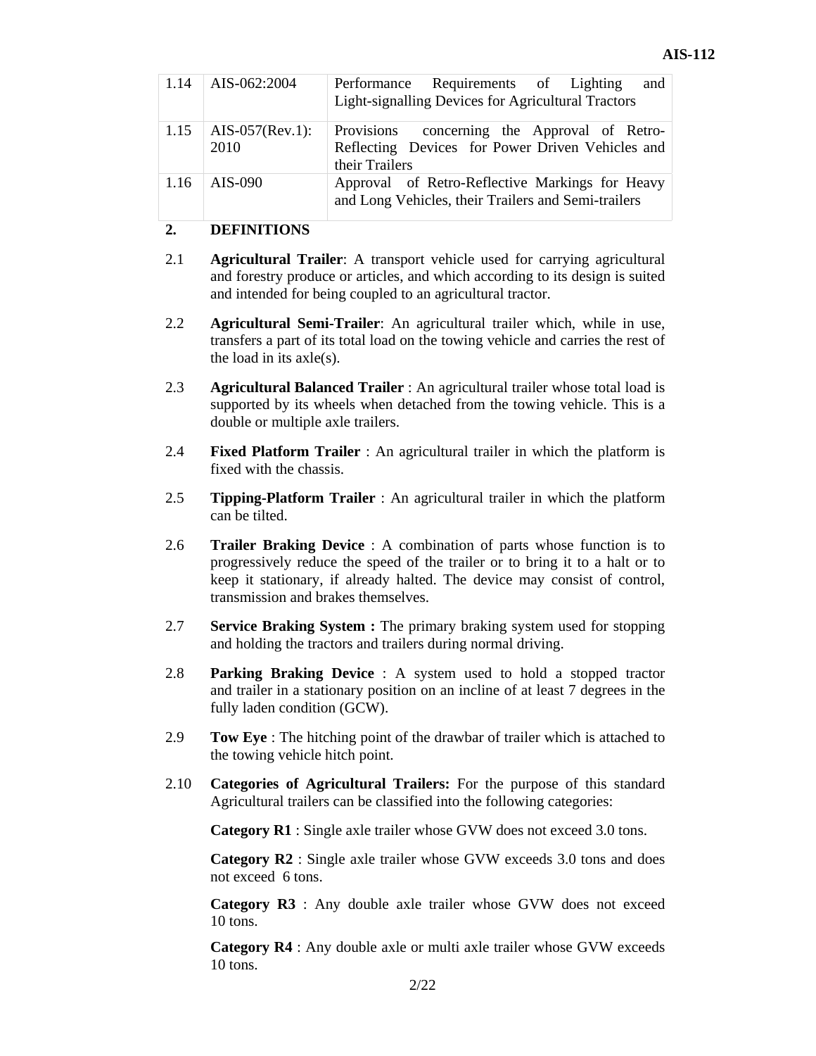| 1.14 | AIS-062:2004 | Performance Requirements of Lighting and Light-signalling Devices for Agricultural Tractors |
|---|---|---|
| 1.15 | AIS-057(Rev.1): 2010 | Provisions concerning the Approval of Retro-Reflecting Devices for Power Driven Vehicles and their Trailers |
| 1.16 | AIS-090 | Approval of Retro-Reflective Markings for Heavy and Long Vehicles, their Trailers and Semi-trailers |

## 2. DEFINITIONS

2.1 **Agricultural Trailer**: A transport vehicle used for carrying agricultural and forestry produce or articles, and which according to its design is suited and intended for being coupled to an agricultural tractor.

2.2 **Agricultural Semi-Trailer**: An agricultural trailer which, while in use, transfers a part of its total load on the towing vehicle and carries the rest of the load in its axle(s).

2.3 **Agricultural Balanced Trailer** : An agricultural trailer whose total load is supported by its wheels when detached from the towing vehicle. This is a double or multiple axle trailers.

2.4 **Fixed Platform Trailer** : An agricultural trailer in which the platform is fixed with the chassis.

2.5 **Tipping-Platform Trailer** : An agricultural trailer in which the platform can be tilted.

2.6 **Trailer Braking Device** : A combination of parts whose function is to progressively reduce the speed of the trailer or to bring it to a halt or to keep it stationary, if already halted. The device may consist of control, transmission and brakes themselves.

2.7 **Service Braking System :** The primary braking system used for stopping and holding the tractors and trailers during normal driving.

2.8 **Parking Braking Device** : A system used to hold a stopped tractor and trailer in a stationary position on an incline of at least 7 degrees in the fully laden condition (GCW).

2.9 **Tow Eye** : The hitching point of the drawbar of trailer which is attached to the towing vehicle hitch point.

2.10 **Categories of Agricultural Trailers:** For the purpose of this standard Agricultural trailers can be classified into the following categories:

**Category R1** : Single axle trailer whose GVW does not exceed 3.0 tons.

**Category R2** : Single axle trailer whose GVW exceeds 3.0 tons and does not exceed 6 tons.

**Category R3** : Any double axle trailer whose GVW does not exceed 10 tons.

**Category R4** : Any double axle or multi axle trailer whose GVW exceeds 10 tons.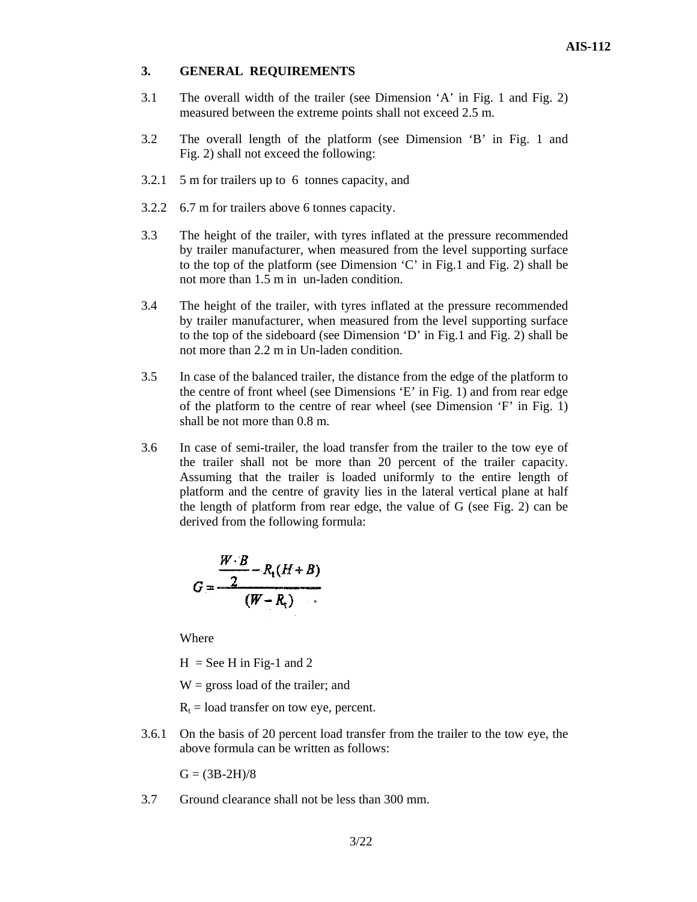## 3. GENERAL REQUIREMENTS

3.1 The overall width of the trailer (see Dimension 'A' in Fig. 1 and Fig. 2) measured between the extreme points shall not exceed 2.5 m.

3.2 The overall length of the platform (see Dimension 'B' in Fig. 1 and Fig. 2) shall not exceed the following:

3.2.1 5 m for trailers up to 6 tonnes capacity, and

3.2.2 6.7 m for trailers above 6 tonnes capacity.

3.3 The height of the trailer, with tyres inflated at the pressure recommended by trailer manufacturer, when measured from the level supporting surface to the top of the platform (see Dimension 'C' in Fig.1 and Fig. 2) shall be not more than 1.5 m in un-laden condition.

3.4 The height of the trailer, with tyres inflated at the pressure recommended by trailer manufacturer, when measured from the level supporting surface to the top of the sideboard (see Dimension 'D' in Fig.1 and Fig. 2) shall be not more than 2.2 m in Un-laden condition.

3.5 In case of the balanced trailer, the distance from the edge of the platform to the centre of front wheel (see Dimensions 'E' in Fig. 1) and from rear edge of the platform to the centre of rear wheel (see Dimension 'F' in Fig. 1) shall be not more than 0.8 m.

3.6 In case of semi-trailer, the load transfer from the trailer to the tow eye of the trailer shall not be more than 20 percent of the trailer capacity. Assuming that the trailer is loaded uniformly to the entire length of platform and the centre of gravity lies in the lateral vertical plane at half the length of platform from rear edge, the value of G (see Fig. 2) can be derived from the following formula:

$$G = \frac{\frac{W \cdot B}{2} - R_t(H + B)}{(W - R_t)}$$

Where

H = See H in Fig-1 and 2

W = gross load of the trailer; and

$R_t$ = load transfer on tow eye, percent.

3.6.1 On the basis of 20 percent load transfer from the trailer to the tow eye, the above formula can be written as follows:

$G = (3B-2H)/8$

3.7 Ground clearance shall not be less than 300 mm.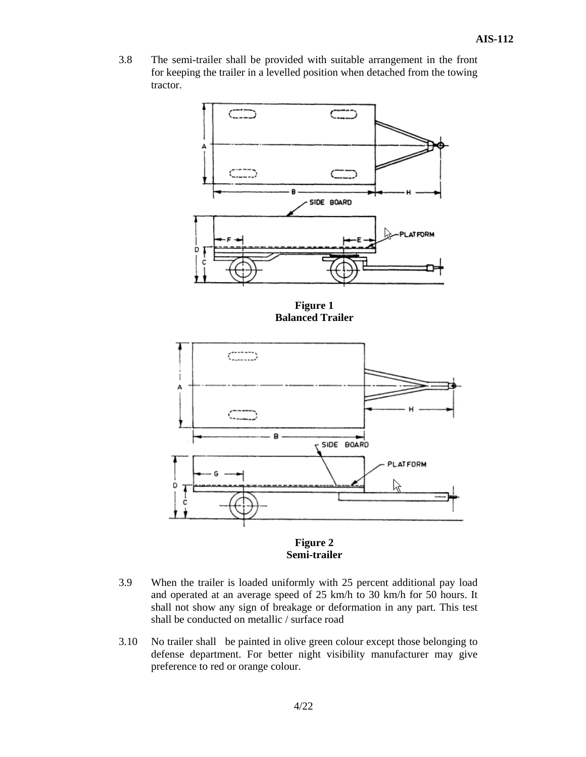3.8 The semi-trailer shall be provided with suitable arrangement in the front for keeping the trailer in a levelled position when detached from the towing tractor.

**Figure 1**
**Balanced Trailer**

**Figure 2**
**Semi-trailer**

3.9 When the trailer is loaded uniformly with 25 percent additional pay load and operated at an average speed of 25 km/h to 30 km/h for 50 hours. It shall not show any sign of breakage or deformation in any part. This test shall be conducted on metallic / surface road

3.10 No trailer shall be painted in olive green colour except those belonging to defense department. For better night visibility manufacturer may give preference to red or orange colour.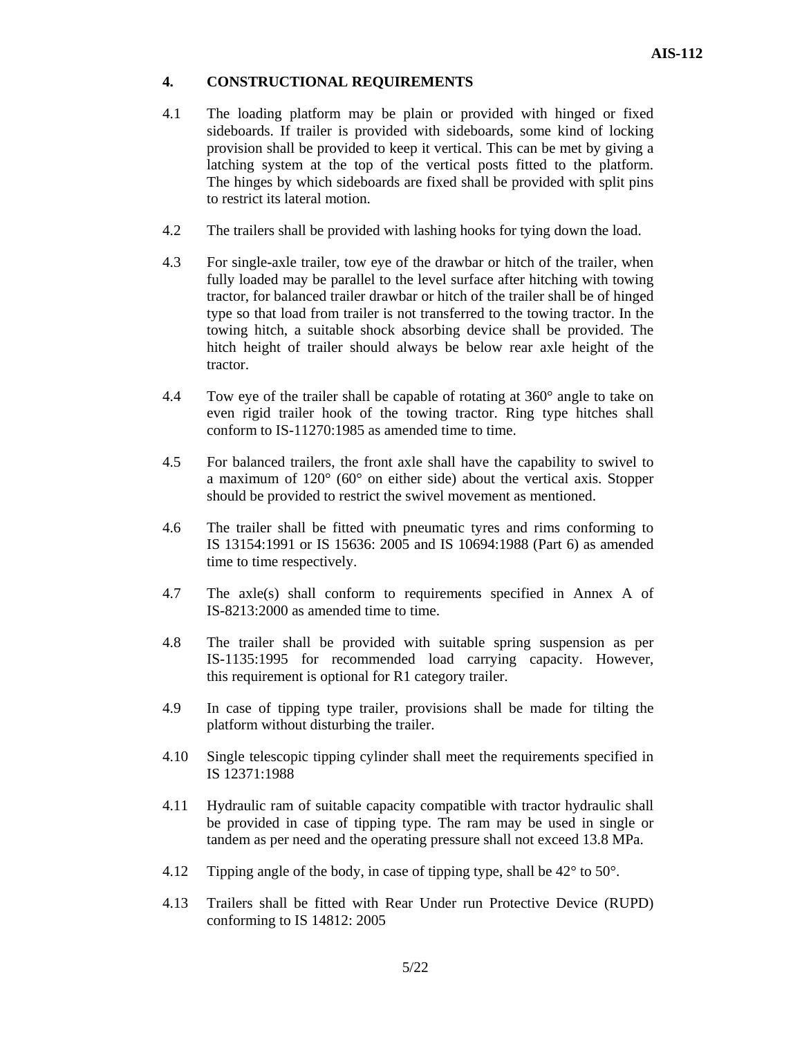## 4. CONSTRUCTIONAL REQUIREMENTS

4.1 The loading platform may be plain or provided with hinged or fixed sideboards. If trailer is provided with sideboards, some kind of locking provision shall be provided to keep it vertical. This can be met by giving a latching system at the top of the vertical posts fitted to the platform. The hinges by which sideboards are fixed shall be provided with split pins to restrict its lateral motion.

4.2 The trailers shall be provided with lashing hooks for tying down the load.

4.3 For single-axle trailer, tow eye of the drawbar or hitch of the trailer, when fully loaded may be parallel to the level surface after hitching with towing tractor, for balanced trailer drawbar or hitch of the trailer shall be of hinged type so that load from trailer is not transferred to the towing tractor. In the towing hitch, a suitable shock absorbing device shall be provided. The hitch height of trailer should always be below rear axle height of the tractor.

4.4 Tow eye of the trailer shall be capable of rotating at 360° angle to take on even rigid trailer hook of the towing tractor. Ring type hitches shall conform to IS-11270:1985 as amended time to time.

4.5 For balanced trailers, the front axle shall have the capability to swivel to a maximum of 120° (60° on either side) about the vertical axis. Stopper should be provided to restrict the swivel movement as mentioned.

4.6 The trailer shall be fitted with pneumatic tyres and rims conforming to IS 13154:1991 or IS 15636: 2005 and IS 10694:1988 (Part 6) as amended time to time respectively.

4.7 The axle(s) shall conform to requirements specified in Annex A of IS-8213:2000 as amended time to time.

4.8 The trailer shall be provided with suitable spring suspension as per IS-1135:1995 for recommended load carrying capacity. However, this requirement is optional for R1 category trailer.

4.9 In case of tipping type trailer, provisions shall be made for tilting the platform without disturbing the trailer.

4.10 Single telescopic tipping cylinder shall meet the requirements specified in IS 12371:1988

4.11 Hydraulic ram of suitable capacity compatible with tractor hydraulic shall be provided in case of tipping type. The ram may be used in single or tandem as per need and the operating pressure shall not exceed 13.8 MPa.

4.12 Tipping angle of the body, in case of tipping type, shall be 42° to 50°.

4.13 Trailers shall be fitted with Rear Under run Protective Device (RUPD) conforming to IS 14812: 2005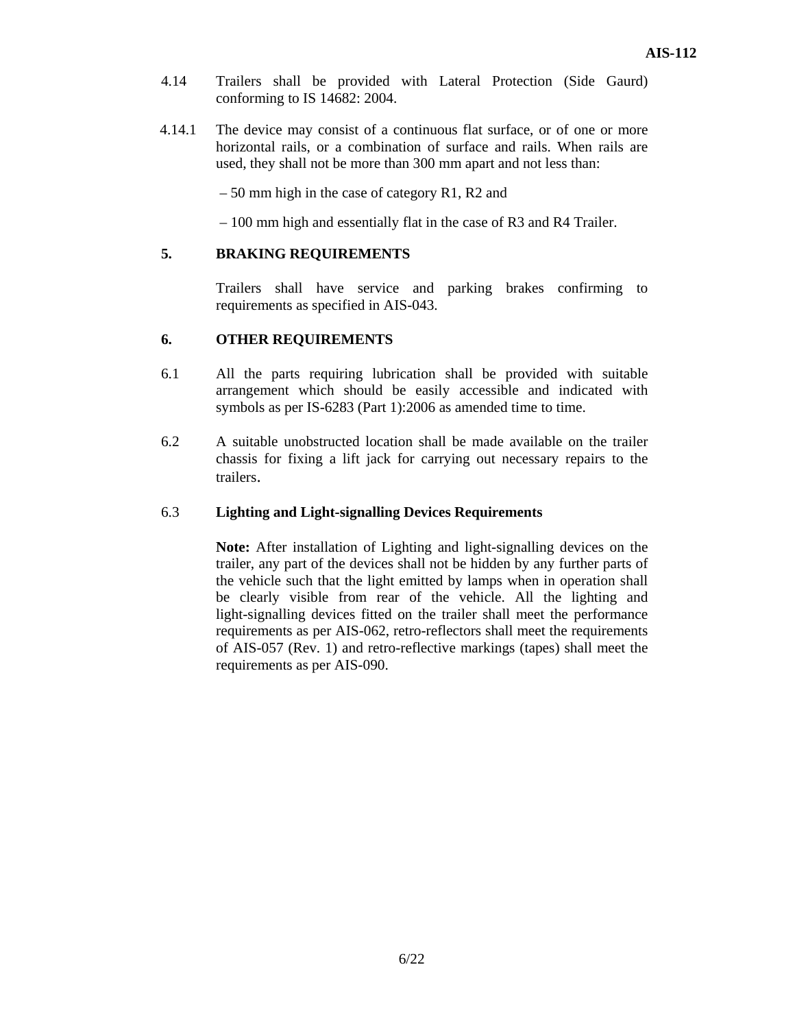4.14 Trailers shall be provided with Lateral Protection (Side Gaurd) conforming to IS 14682: 2004.

4.14.1 The device may consist of a continuous flat surface, or of one or more horizontal rails, or a combination of surface and rails. When rails are used, they shall not be more than 300 mm apart and not less than:

– 50 mm high in the case of category R1, R2 and

– 100 mm high and essentially flat in the case of R3 and R4 Trailer.

## 5. BRAKING REQUIREMENTS

Trailers shall have service and parking brakes confirming to requirements as specified in AIS-043.

## 6. OTHER REQUIREMENTS

6.1 All the parts requiring lubrication shall be provided with suitable arrangement which should be easily accessible and indicated with symbols as per IS-6283 (Part 1):2006 as amended time to time.

6.2 A suitable unobstructed location shall be made available on the trailer chassis for fixing a lift jack for carrying out necessary repairs to the trailers.

### 6.3 Lighting and Light-signalling Devices Requirements

**Note:** After installation of Lighting and light-signalling devices on the trailer, any part of the devices shall not be hidden by any further parts of the vehicle such that the light emitted by lamps when in operation shall be clearly visible from rear of the vehicle. All the lighting and light-signalling devices fitted on the trailer shall meet the performance requirements as per AIS-062, retro-reflectors shall meet the requirements of AIS-057 (Rev. 1) and retro-reflective markings (tapes) shall meet the requirements as per AIS-090.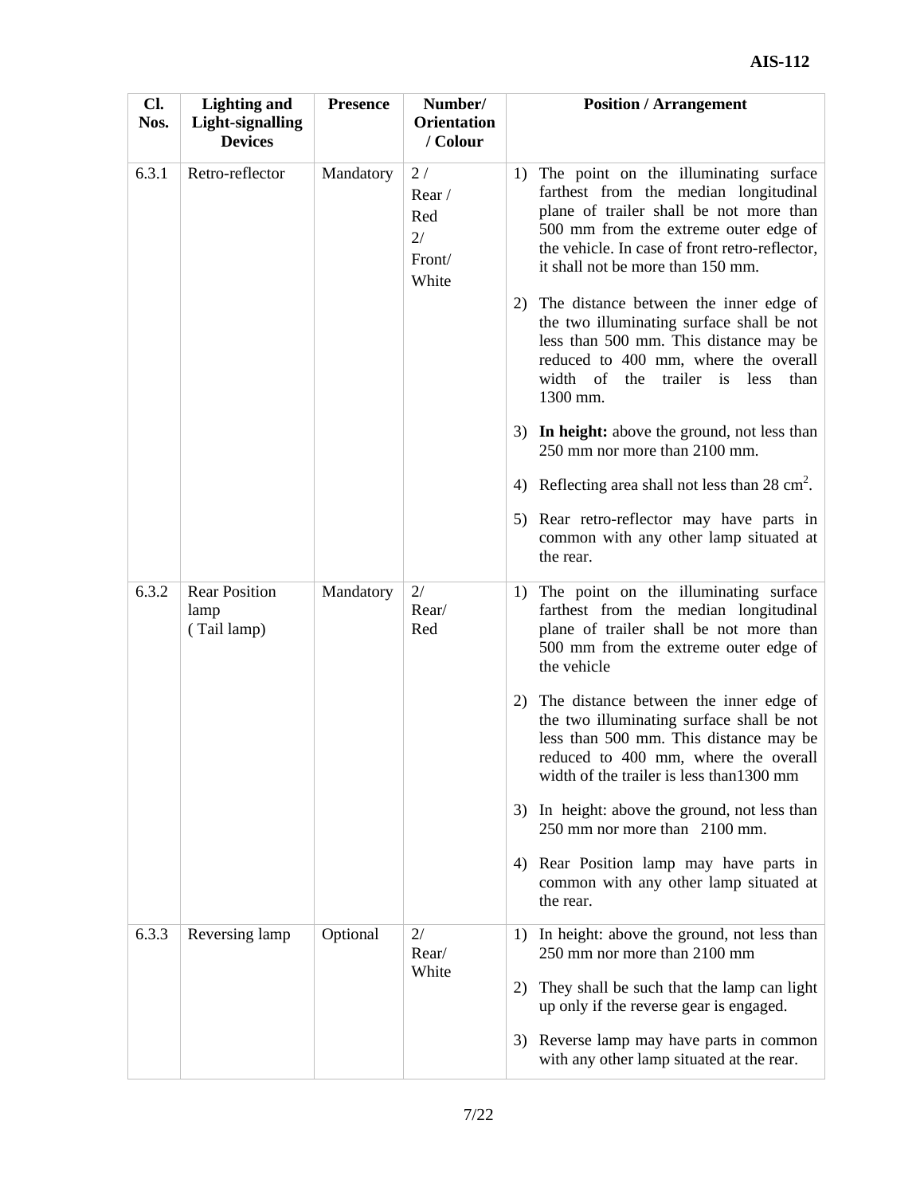| Cl. Nos. | Lighting and Light-signalling Devices | Presence | Number/ Orientation / Colour | Position / Arrangement |
|---|---|---|---|---|
| 6.3.1 | Retro-reflector | Mandatory | 2 / Rear / Red<br>2/ Front/ White | 1) The point on the illuminating surface farthest from the median longitudinal plane of trailer shall be not more than 500 mm from the extreme outer edge of the vehicle. In case of front retro-reflector, it shall not be more than 150 mm.<br>2) The distance between the inner edge of the two illuminating surface shall be not less than 500 mm. This distance may be reduced to 400 mm, where the overall width of the trailer is less than 1300 mm.<br>3) **In height:** above the ground, not less than 250 mm nor more than 2100 mm.<br>4) Reflecting area shall not less than 28 $cm^2$.<br>5) Rear retro-reflector may have parts in common with any other lamp situated at the rear. |
| 6.3.2 | Rear Position lamp ( Tail lamp) | Mandatory | 2/ Rear/ Red | 1) The point on the illuminating surface farthest from the median longitudinal plane of trailer shall be not more than 500 mm from the extreme outer edge of the vehicle<br>2) The distance between the inner edge of the two illuminating surface shall be not less than 500 mm. This distance may be reduced to 400 mm, where the overall width of the trailer is less than1300 mm<br>3) In height: above the ground, not less than 250 mm nor more than 2100 mm.<br>4) Rear Position lamp may have parts in common with any other lamp situated at the rear. |
| 6.3.3 | Reversing lamp | Optional | 2/ Rear/ White | 1) In height: above the ground, not less than 250 mm nor more than 2100 mm<br>2) They shall be such that the lamp can light up only if the reverse gear is engaged.<br>3) Reverse lamp may have parts in common with any other lamp situated at the rear. |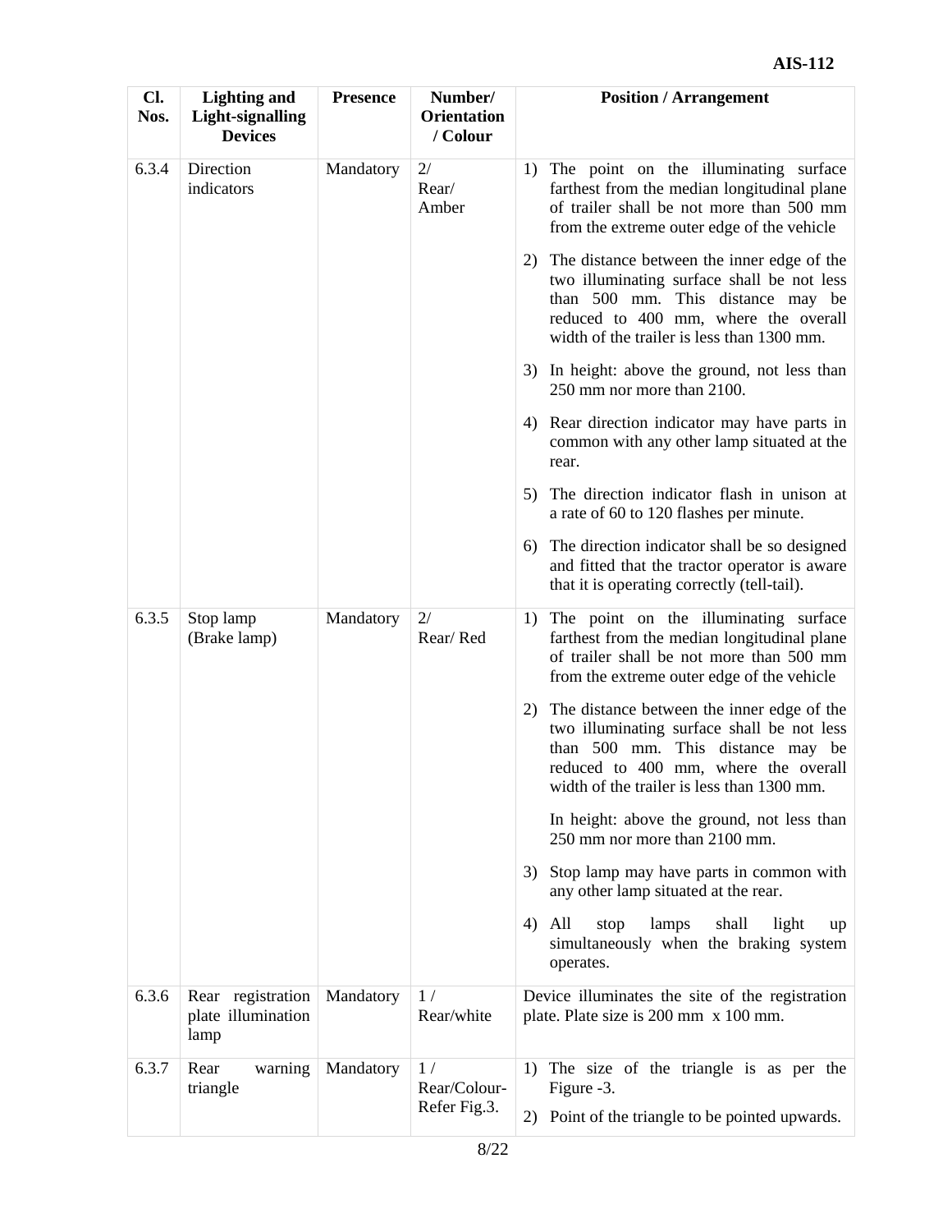| Cl. Nos. | Lighting and Light-signalling Devices | Presence | Number/ Orientation / Colour | Position / Arrangement |
|---|---|---|---|---|
| 6.3.4 | Direction indicators | Mandatory | 2/ Rear/ Amber | 1) The point on the illuminating surface farthest from the median longitudinal plane of trailer shall be not more than 500 mm from the extreme outer edge of the vehicle<br><br>2) The distance between the inner edge of the two illuminating surface shall be not less than 500 mm. This distance may be reduced to 400 mm, where the overall width of the trailer is less than 1300 mm.<br><br>3) In height: above the ground, not less than 250 mm nor more than 2100.<br><br>4) Rear direction indicator may have parts in common with any other lamp situated at the rear.<br><br>5) The direction indicator flash in unison at a rate of 60 to 120 flashes per minute.<br><br>6) The direction indicator shall be so designed and fitted that the tractor operator is aware that it is operating correctly (tell-tail). |
| 6.3.5 | Stop lamp (Brake lamp) | Mandatory | 2/ Rear/ Red | 1) The point on the illuminating surface farthest from the median longitudinal plane of trailer shall be not more than 500 mm from the extreme outer edge of the vehicle<br><br>2) The distance between the inner edge of the two illuminating surface shall be not less than 500 mm. This distance may be reduced to 400 mm, where the overall width of the trailer is less than 1300 mm.<br><br>In height: above the ground, not less than 250 mm nor more than 2100 mm.<br><br>3) Stop lamp may have parts in common with any other lamp situated at the rear.<br><br>4) All stop lamps shall light up simultaneously when the braking system operates. |
| 6.3.6 | Rear registration plate illumination lamp | Mandatory | 1 / Rear/white | Device illuminates the site of the registration plate. Plate size is 200 mm x 100 mm. |
| 6.3.7 | Rear warning triangle | Mandatory | 1 / Rear/Colour- Refer Fig.3. | 1) The size of the triangle is as per the Figure -3.<br><br>2) Point of the triangle to be pointed upwards. |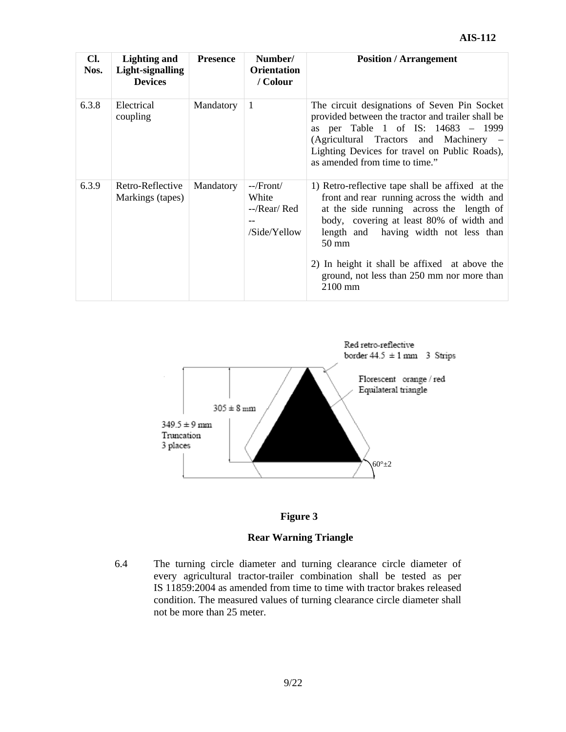| Cl. Nos. | Lighting and Light-signalling Devices | Presence | Number/ Orientation / Colour | Position / Arrangement |
|---|---|---|---|---|
| 6.3.8 | Electrical coupling | Mandatory | 1 | The circuit designations of Seven Pin Socket provided between the tractor and trailer shall be as per Table 1 of IS: 14683 – 1999 (Agricultural Tractors and Machinery – Lighting Devices for travel on Public Roads), as amended from time to time." |
| 6.3.9 | Retro-Reflective Markings (tapes) | Mandatory | --/Front/ White --/Rear/ Red --/Side/Yellow | 1) Retro-reflective tape shall be affixed at the front and rear running across the width and at the side running across the length of body, covering at least 80% of width and length and having width not less than 50 mm<br><br>2) In height it shall be affixed at above the ground, not less than 250 mm nor more than 2100 mm |

Red retro-reflective border 44.5 ± 1 mm 3 Strips

Florescent orange / red Equilateral triangle

305 ± 8 mm

349.5 ± 9 mm Truncation 3 places

60°±2

**Figure 3**

**Rear Warning Triangle**

6.4 The turning circle diameter and turning clearance circle diameter of every agricultural tractor-trailer combination shall be tested as per IS 11859:2004 as amended from time to time with tractor brakes released condition. The measured values of turning clearance circle diameter shall not be more than 25 meter.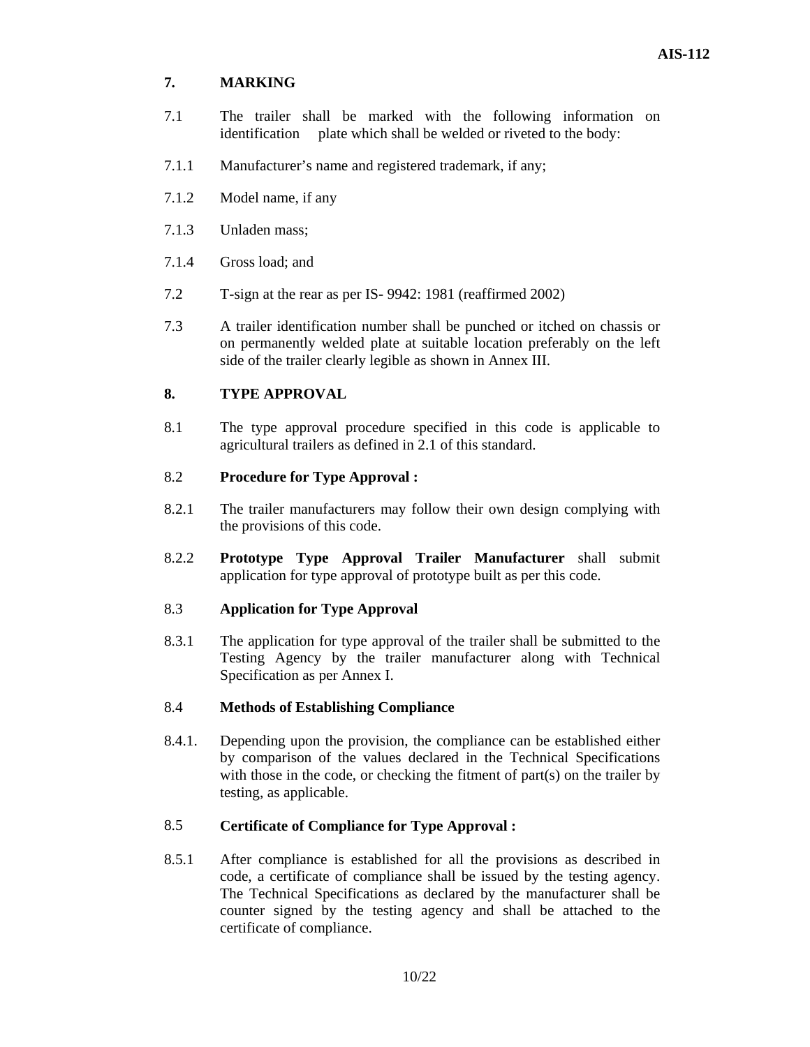## 7. MARKING

7.1 The trailer shall be marked with the following information on identification plate which shall be welded or riveted to the body:

7.1.1 Manufacturer's name and registered trademark, if any;

7.1.2 Model name, if any

7.1.3 Unladen mass;

7.1.4 Gross load; and

7.2 T-sign at the rear as per IS- 9942: 1981 (reaffirmed 2002)

7.3 A trailer identification number shall be punched or itched on chassis or on permanently welded plate at suitable location preferably on the left side of the trailer clearly legible as shown in Annex III.

## 8. TYPE APPROVAL

8.1 The type approval procedure specified in this code is applicable to agricultural trailers as defined in 2.1 of this standard.

8.2 **Procedure for Type Approval :**

8.2.1 The trailer manufacturers may follow their own design complying with the provisions of this code.

8.2.2 **Prototype Type Approval Trailer Manufacturer** shall submit application for type approval of prototype built as per this code.

8.3 **Application for Type Approval**

8.3.1 The application for type approval of the trailer shall be submitted to the Testing Agency by the trailer manufacturer along with Technical Specification as per Annex I.

8.4 **Methods of Establishing Compliance**

8.4.1. Depending upon the provision, the compliance can be established either by comparison of the values declared in the Technical Specifications with those in the code, or checking the fitment of part(s) on the trailer by testing, as applicable.

8.5 **Certificate of Compliance for Type Approval :**

8.5.1 After compliance is established for all the provisions as described in code, a certificate of compliance shall be issued by the testing agency. The Technical Specifications as declared by the manufacturer shall be counter signed by the testing agency and shall be attached to the certificate of compliance.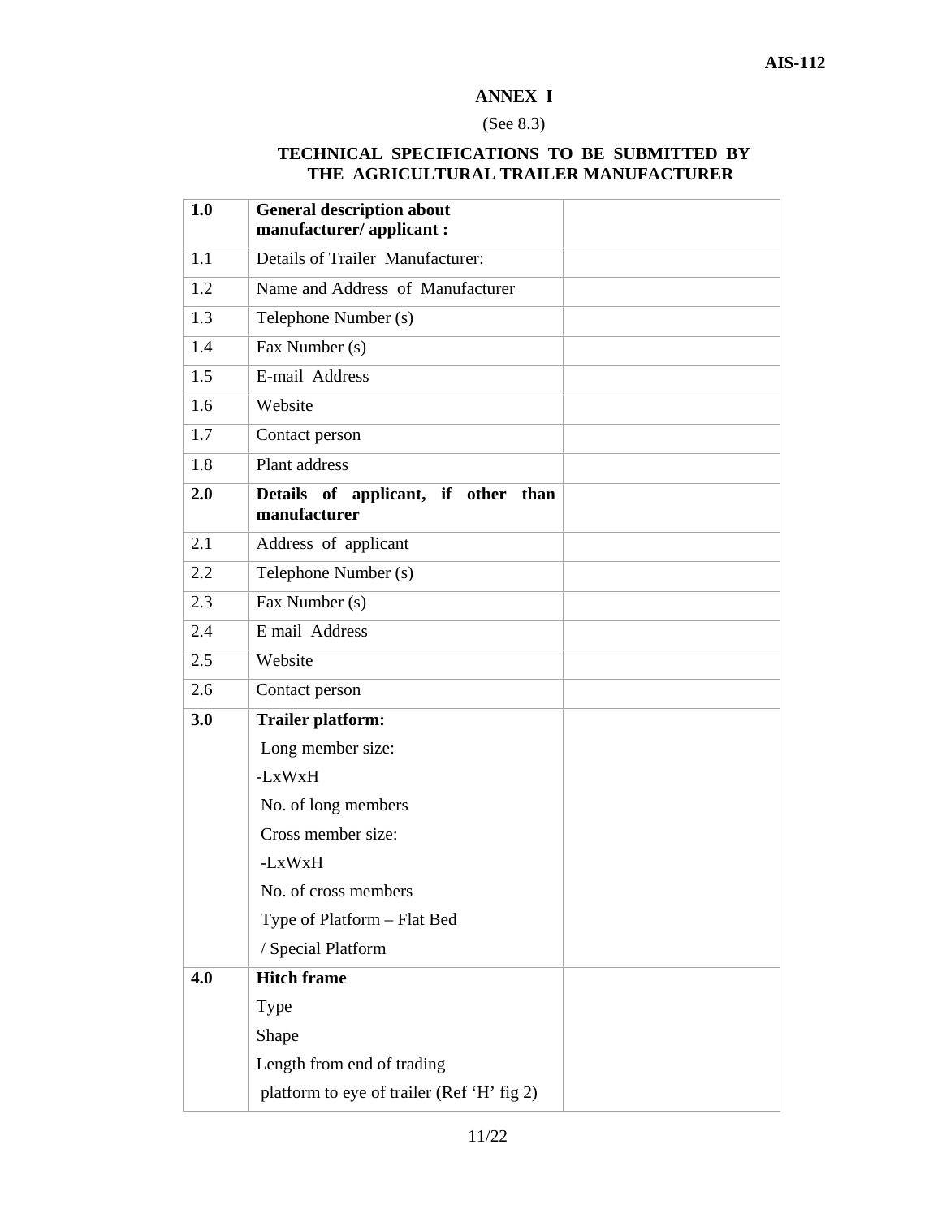# ANNEX I

(See 8.3)

## TECHNICAL SPECIFICATIONS TO BE SUBMITTED BY THE AGRICULTURAL TRAILER MANUFACTURER

| | | |
|---|---|---|
| **1.0** | **General description about manufacturer/ applicant :** | |
| 1.1 | Details of Trailer Manufacturer: | |
| 1.2 | Name and Address of Manufacturer | |
| 1.3 | Telephone Number (s) | |
| 1.4 | Fax Number (s) | |
| 1.5 | E-mail Address | |
| 1.6 | Website | |
| 1.7 | Contact person | |
| 1.8 | Plant address | |
| **2.0** | **Details of applicant, if other than manufacturer** | |
| 2.1 | Address of applicant | |
| 2.2 | Telephone Number (s) | |
| 2.3 | Fax Number (s) | |
| 2.4 | E mail Address | |
| 2.5 | Website | |
| 2.6 | Contact person | |
| **3.0** | **Trailer platform:**<br>Long member size:<br>-LxWxH<br>No. of long members<br>Cross member size:<br>-LxWxH<br>No. of cross members<br>Type of Platform – Flat Bed / Special Platform | |
| **4.0** | **Hitch frame**<br>Type<br>Shape<br>Length from end of trading platform to eye of trailer (Ref 'H' fig 2) | |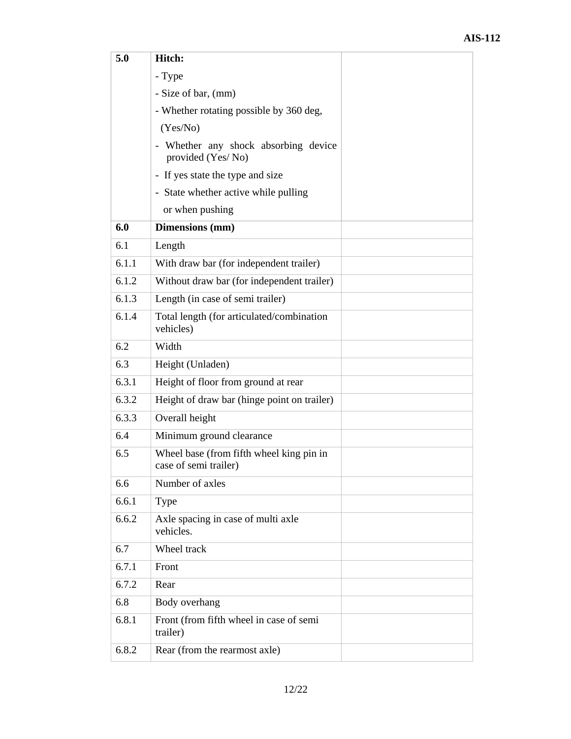| | | |
|---|---|---|
| **5.0** | **Hitch:**<br>- Type<br>- Size of bar, (mm)<br>- Whether rotating possible by 360 deg, (Yes/No)<br>- Whether any shock absorbing device provided (Yes/ No)<br>- If yes state the type and size<br>- State whether active while pulling or when pushing | |
| **6.0** | **Dimensions (mm)** | |
| 6.1 | Length | |
| 6.1.1 | With draw bar (for independent trailer) | |
| 6.1.2 | Without draw bar (for independent trailer) | |
| 6.1.3 | Length (in case of semi trailer) | |
| 6.1.4 | Total length (for articulated/combination vehicles) | |
| 6.2 | Width | |
| 6.3 | Height (Unladen) | |
| 6.3.1 | Height of floor from ground at rear | |
| 6.3.2 | Height of draw bar (hinge point on trailer) | |
| 6.3.3 | Overall height | |
| 6.4 | Minimum ground clearance | |
| 6.5 | Wheel base (from fifth wheel king pin in case of semi trailer) | |
| 6.6 | Number of axles | |
| 6.6.1 | Type | |
| 6.6.2 | Axle spacing in case of multi axle vehicles. | |
| 6.7 | Wheel track | |
| 6.7.1 | Front | |
| 6.7.2 | Rear | |
| 6.8 | Body overhang | |
| 6.8.1 | Front (from fifth wheel in case of semi trailer) | |
| 6.8.2 | Rear (from the rearmost axle) | |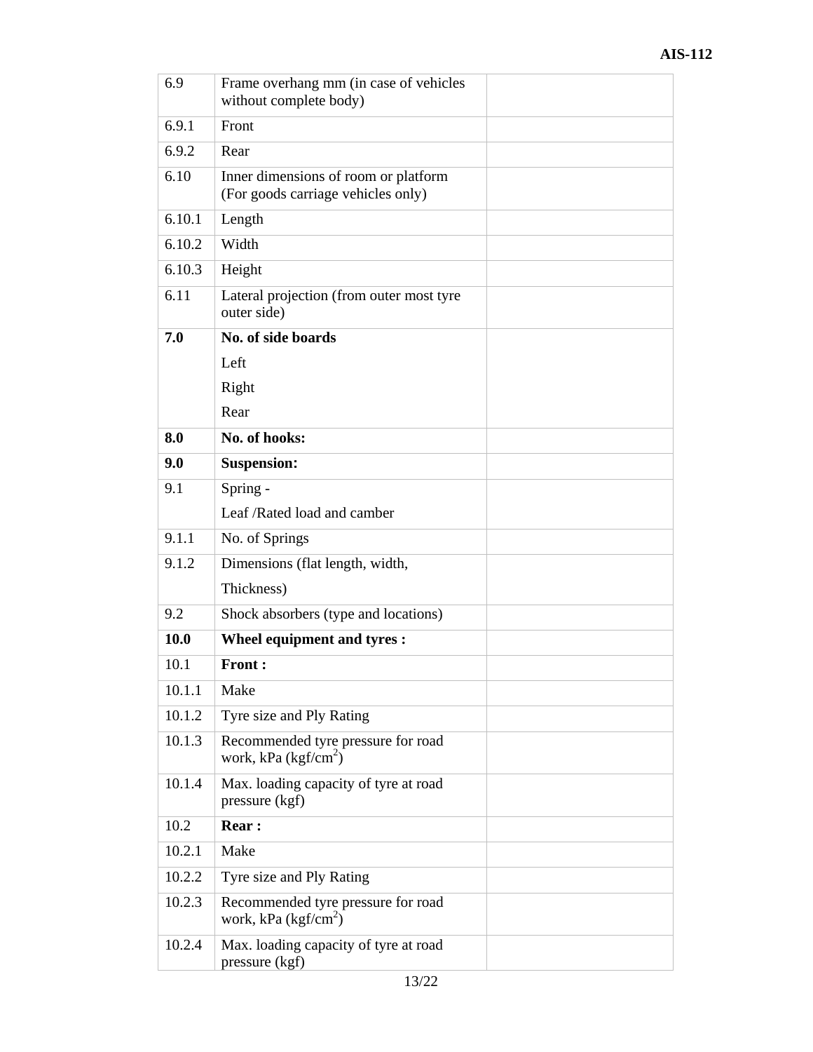| 6.9 | Frame overhang mm (in case of vehicles without complete body) | |
|---|---|---|
| 6.9.1 | Front | |
| 6.9.2 | Rear | |
| 6.10 | Inner dimensions of room or platform (For goods carriage vehicles only) | |
| 6.10.1 | Length | |
| 6.10.2 | Width | |
| 6.10.3 | Height | |
| 6.11 | Lateral projection (from outer most tyre outer side) | |
| **7.0** | **No. of side boards**<br>Left<br>Right<br>Rear | |
| **8.0** | **No. of hooks:** | |
| **9.0** | **Suspension:** | |
| 9.1 | Spring -<br>Leaf /Rated load and camber | |
| 9.1.1 | No. of Springs | |
| 9.1.2 | Dimensions (flat length, width,<br>Thickness) | |
| 9.2 | Shock absorbers (type and locations) | |
| **10.0** | **Wheel equipment and tyres :** | |
| 10.1 | **Front :** | |
| 10.1.1 | Make | |
| 10.1.2 | Tyre size and Ply Rating | |
| 10.1.3 | Recommended tyre pressure for road work, kPa (kgf/$cm^2$) | |
| 10.1.4 | Max. loading capacity of tyre at road pressure (kgf) | |
| 10.2 | **Rear :** | |
| 10.2.1 | Make | |
| 10.2.2 | Tyre size and Ply Rating | |
| 10.2.3 | Recommended tyre pressure for road work, kPa (kgf/$cm^2$) | |
| 10.2.4 | Max. loading capacity of tyre at road pressure (kgf) | |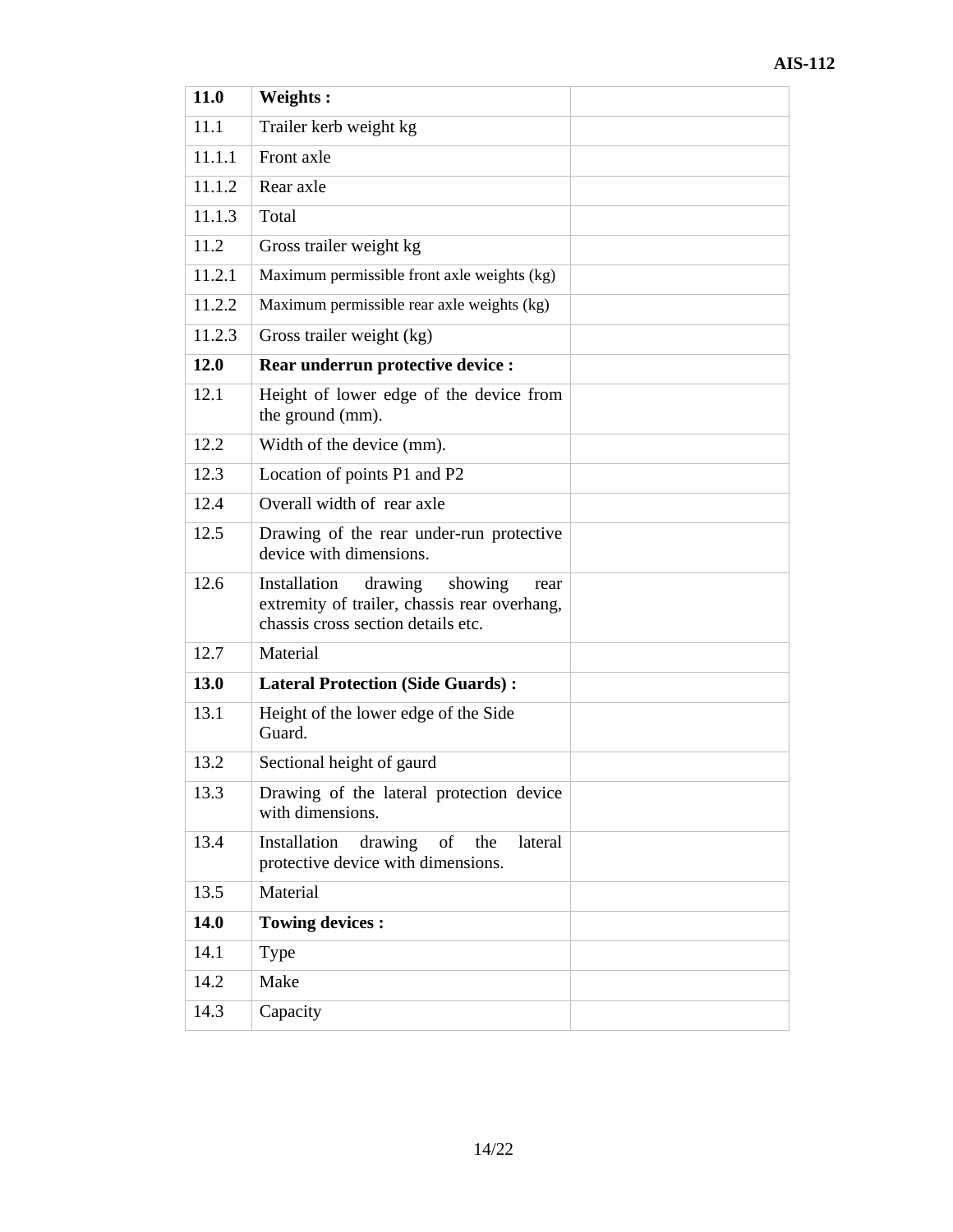| **11.0** | **Weights :** | |
|---|---|---|
| 11.1 | Trailer kerb weight kg | |
| 11.1.1 | Front axle | |
| 11.1.2 | Rear axle | |
| 11.1.3 | Total | |
| 11.2 | Gross trailer weight kg | |
| 11.2.1 | Maximum permissible front axle weights (kg) | |
| 11.2.2 | Maximum permissible rear axle weights (kg) | |
| 11.2.3 | Gross trailer weight (kg) | |
| **12.0** | **Rear underrun protective device :** | |
| 12.1 | Height of lower edge of the device from the ground (mm). | |
| 12.2 | Width of the device (mm). | |
| 12.3 | Location of points P1 and P2 | |
| 12.4 | Overall width of rear axle | |
| 12.5 | Drawing of the rear under-run protective device with dimensions. | |
| 12.6 | Installation drawing showing rear extremity of trailer, chassis rear overhang, chassis cross section details etc. | |
| 12.7 | Material | |
| **13.0** | **Lateral Protection (Side Guards) :** | |
| 13.1 | Height of the lower edge of the Side Guard. | |
| 13.2 | Sectional height of gaurd | |
| 13.3 | Drawing of the lateral protection device with dimensions. | |
| 13.4 | Installation drawing of the lateral protective device with dimensions. | |
| 13.5 | Material | |
| **14.0** | **Towing devices :** | |
| 14.1 | Type | |
| 14.2 | Make | |
| 14.3 | Capacity | |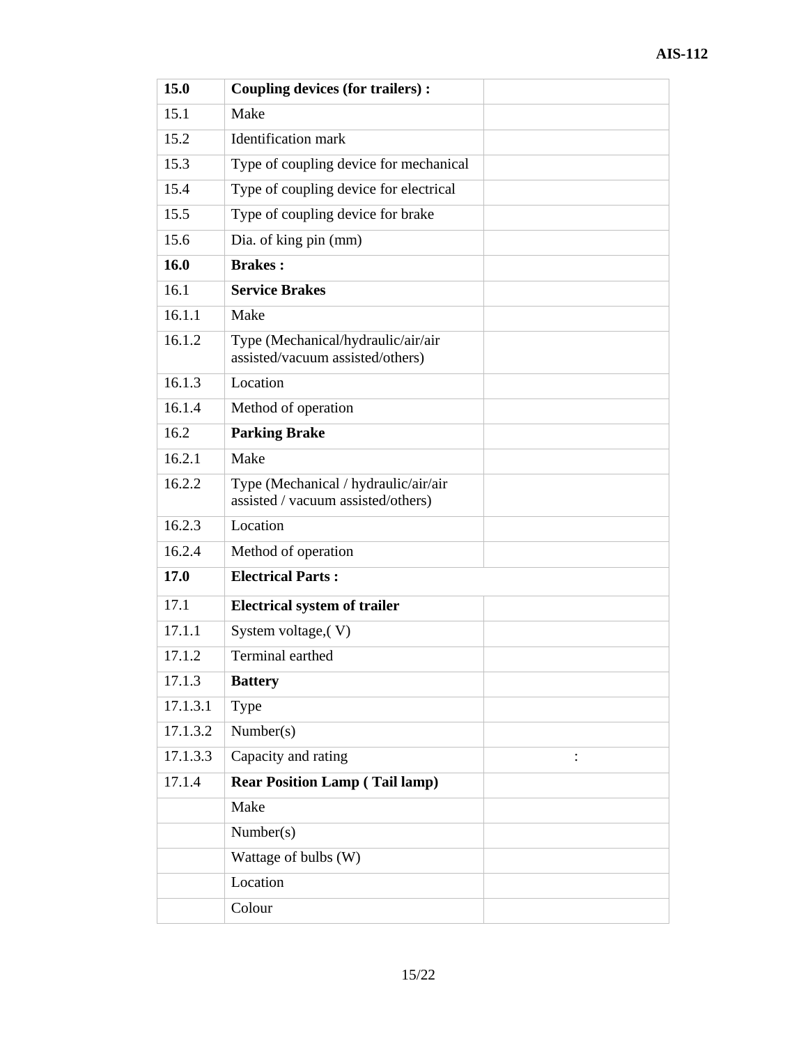| 15.0 | **Coupling devices (for trailers) :** | |
|---|---|---|
| 15.1 | Make | |
| 15.2 | Identification mark | |
| 15.3 | Type of coupling device for mechanical | |
| 15.4 | Type of coupling device for electrical | |
| 15.5 | Type of coupling device for brake | |
| 15.6 | Dia. of king pin (mm) | |
| **16.0** | **Brakes :** | |
| 16.1 | **Service Brakes** | |
| 16.1.1 | Make | |
| 16.1.2 | Type (Mechanical/hydraulic/air/air assisted/vacuum assisted/others) | |
| 16.1.3 | Location | |
| 16.1.4 | Method of operation | |
| 16.2 | **Parking Brake** | |
| 16.2.1 | Make | |
| 16.2.2 | Type (Mechanical / hydraulic/air/air assisted / vacuum assisted/others) | |
| 16.2.3 | Location | |
| 16.2.4 | Method of operation | |
| **17.0** | **Electrical Parts :** | |
| 17.1 | **Electrical system of trailer** | |
| 17.1.1 | System voltage,( V) | |
| 17.1.2 | Terminal earthed | |
| 17.1.3 | **Battery** | |
| 17.1.3.1 | Type | |
| 17.1.3.2 | Number(s) | |
| 17.1.3.3 | Capacity and rating | : |
| 17.1.4 | **Rear Position Lamp ( Tail lamp)** | |
| | Make | |
| | Number(s) | |
| | Wattage of bulbs (W) | |
| | Location | |
| | Colour | |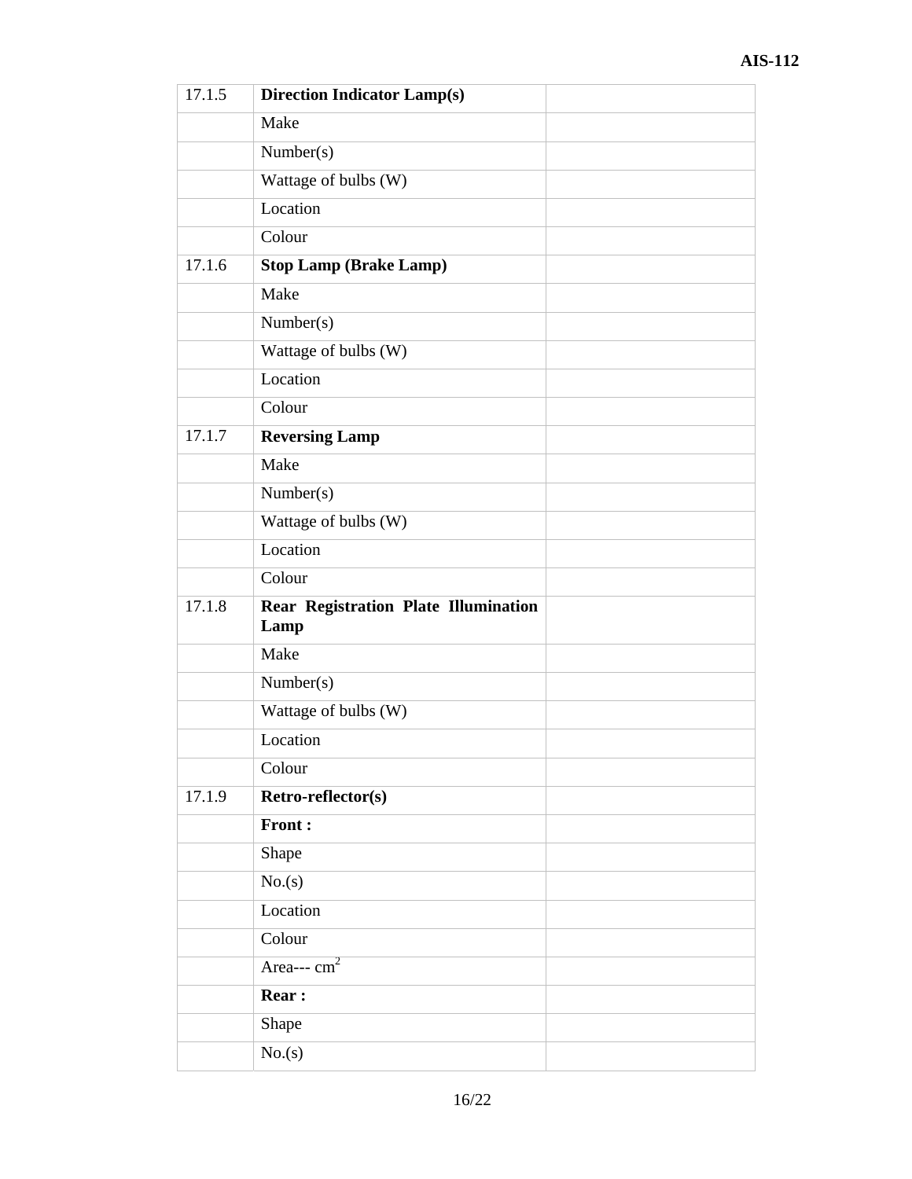| 17.1.5 | **Direction Indicator Lamp(s)** | |
|---|---|---|
| | Make | |
| | Number(s) | |
| | Wattage of bulbs (W) | |
| | Location | |
| | Colour | |
| 17.1.6 | **Stop Lamp (Brake Lamp)** | |
| | Make | |
| | Number(s) | |
| | Wattage of bulbs (W) | |
| | Location | |
| | Colour | |
| 17.1.7 | **Reversing Lamp** | |
| | Make | |
| | Number(s) | |
| | Wattage of bulbs (W) | |
| | Location | |
| | Colour | |
| 17.1.8 | **Rear Registration Plate Illumination Lamp** | |
| | Make | |
| | Number(s) | |
| | Wattage of bulbs (W) | |
| | Location | |
| | Colour | |
| 17.1.9 | **Retro-reflector(s)** | |
| | **Front :** | |
| | Shape | |
| | No.(s) | |
| | Location | |
| | Colour | |
| | Area--- $cm^2$ | |
| | **Rear :** | |
| | Shape | |
| | No.(s) | |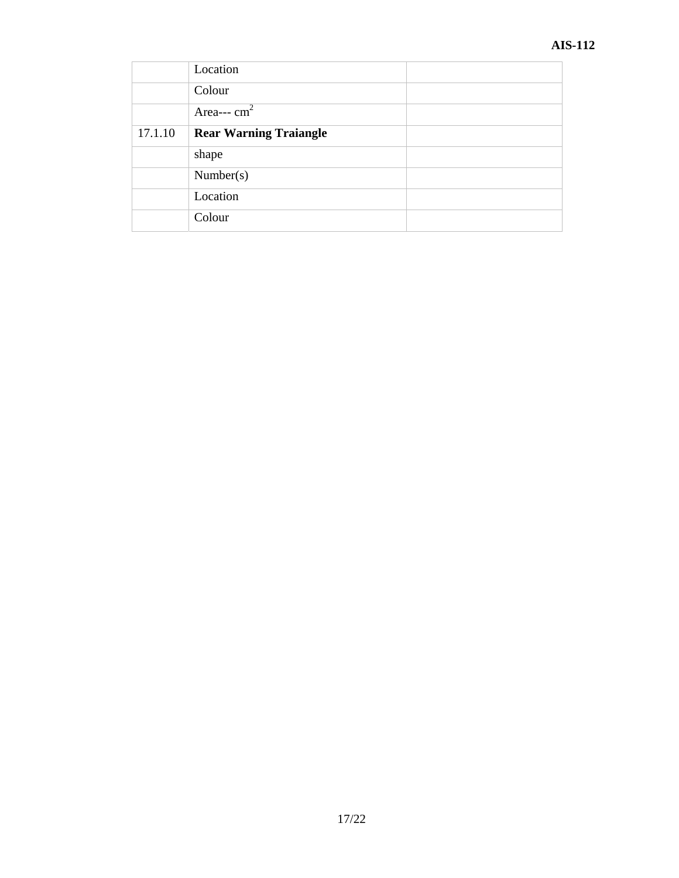| | | |
|---|---|---|
| | Location | |
| | Colour | |
| | Area--- $cm^2$ | |
| 17.1.10 | **Rear Warning Traiangle** | |
| | shape | |
| | Number(s) | |
| | Location | |
| | Colour | |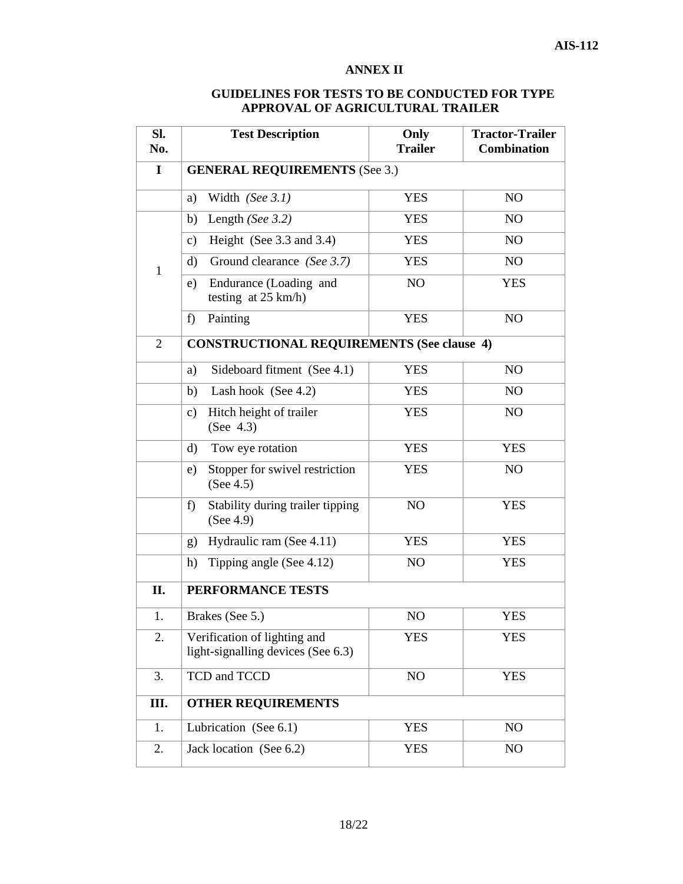## ANNEX II

### GUIDELINES FOR TESTS TO BE CONDUCTED FOR TYPE APPROVAL OF AGRICULTURAL TRAILER

| Sl. No. | Test Description | Only Trailer | Tractor-Trailer Combination |
|---|---|---|---|
| **I** | **GENERAL REQUIREMENTS** (See 3.) | | |
| | a) Width *(See 3.1)* | YES | NO |
| 1 | b) Length *(See 3.2)* | YES | NO |
| | c) Height (See 3.3 and 3.4) | YES | NO |
| | d) Ground clearance *(See 3.7)* | YES | NO |
| | e) Endurance (Loading and testing at 25 km/h) | NO | YES |
| | f) Painting | YES | NO |
| 2 | **CONSTRUCTIONAL REQUIREMENTS (See clause 4)** | | |
| | a) Sideboard fitment (See 4.1) | YES | NO |
| | b) Lash hook (See 4.2) | YES | NO |
| | c) Hitch height of trailer (See 4.3) | YES | NO |
| | d) Tow eye rotation | YES | YES |
| | e) Stopper for swivel restriction (See 4.5) | YES | NO |
| | f) Stability during trailer tipping (See 4.9) | NO | YES |
| | g) Hydraulic ram (See 4.11) | YES | YES |
| | h) Tipping angle (See 4.12) | NO | YES |
| **II.** | **PERFORMANCE TESTS** | | |
| 1. | Brakes (See 5.) | NO | YES |
| 2. | Verification of lighting and light-signalling devices (See 6.3) | YES | YES |
| 3. | TCD and TCCD | NO | YES |
| **III.** | **OTHER REQUIREMENTS** | | |
| 1. | Lubrication (See 6.1) | YES | NO |
| 2. | Jack location (See 6.2) | YES | NO |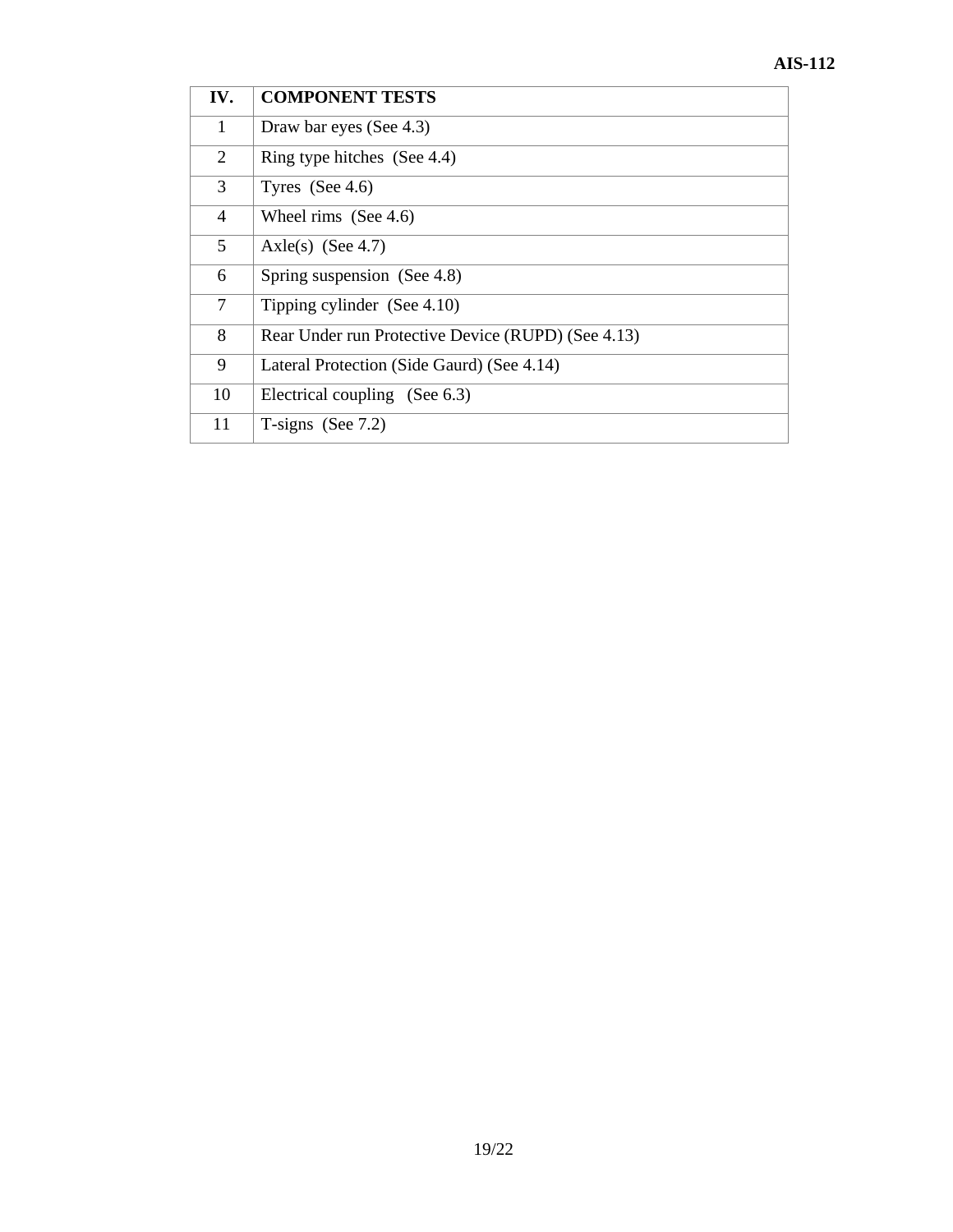| IV. | COMPONENT TESTS |
|---|---|
| 1 | Draw bar eyes (See 4.3) |
| 2 | Ring type hitches (See 4.4) |
| 3 | Tyres (See 4.6) |
| 4 | Wheel rims (See 4.6) |
| 5 | Axle(s) (See 4.7) |
| 6 | Spring suspension (See 4.8) |
| 7 | Tipping cylinder (See 4.10) |
| 8 | Rear Under run Protective Device (RUPD) (See 4.13) |
| 9 | Lateral Protection (Side Gaurd) (See 4.14) |
| 10 | Electrical coupling (See 6.3) |
| 11 | T-signs (See 7.2) |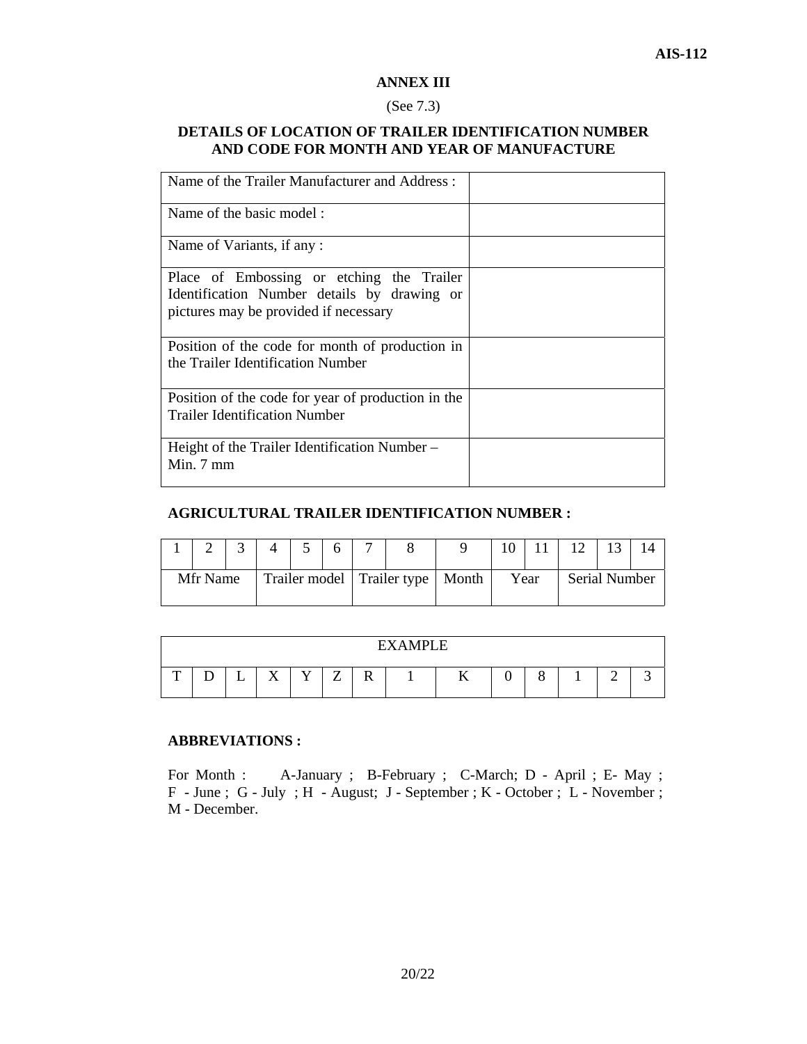## ANNEX III

(See 7.3)

### DETAILS OF LOCATION OF TRAILER IDENTIFICATION NUMBER AND CODE FOR MONTH AND YEAR OF MANUFACTURE

| | |
|---|---|
| Name of the Trailer Manufacturer and Address : | |
| Name of the basic model : | |
| Name of Variants, if any : | |
| Place of Embossing or etching the Trailer Identification Number details by drawing or pictures may be provided if necessary | |
| Position of the code for month of production in the Trailer Identification Number | |
| Position of the code for year of production in the Trailer Identification Number | |
| Height of the Trailer Identification Number – Min. 7 mm | |

### AGRICULTURAL TRAILER IDENTIFICATION NUMBER :

| 1 | 2 | 3 | 4 | 5 | 6 | 7 | 8 | 9 | 10 | 11 | 12 | 13 | 14 |
|---|---|---|---|---|---|---|---|---|---|---|---|---|---|
| Mfr Name | | | Trailer model | | | Trailer type | | Month | Year | | Serial Number | | |

| EXAMPLE | | | | | | | | | | | | | |
|---|---|---|---|---|---|---|---|---|---|---|---|---|---|
| T | D | L | X | Y | Z | R | 1 | K | 0 | 8 | 1 | 2 | 3 |

### ABBREVIATIONS :

For Month : A-January ; B-February ; C-March; D - April ; E- May ; F - June ; G - July ; H - August; J - September ; K - October ; L - November ; M - December.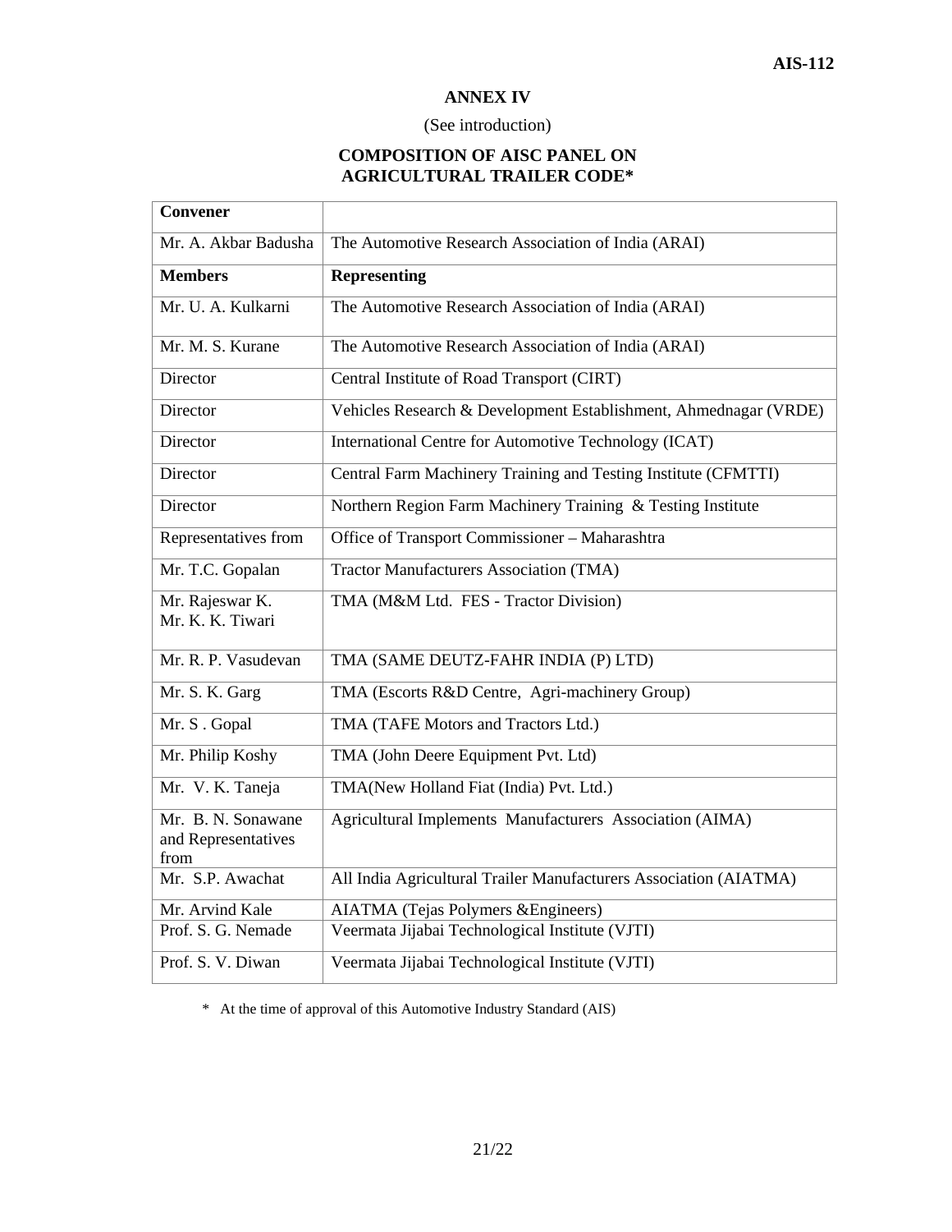**ANNEX IV**

(See introduction)

**COMPOSITION OF AISC PANEL ON AGRICULTURAL TRAILER CODE***

| **Convener** | |
|---|---|
| Mr. A. Akbar Badusha | The Automotive Research Association of India (ARAI) |
| **Members** | **Representing** |
| Mr. U. A. Kulkarni | The Automotive Research Association of India (ARAI) |
| Mr. M. S. Kurane | The Automotive Research Association of India (ARAI) |
| Director | Central Institute of Road Transport (CIRT) |
| Director | Vehicles Research & Development Establishment, Ahmednagar (VRDE) |
| Director | International Centre for Automotive Technology (ICAT) |
| Director | Central Farm Machinery Training and Testing Institute (CFMTTI) |
| Director | Northern Region Farm Machinery Training & Testing Institute |
| Representatives from | Office of Transport Commissioner – Maharashtra |
| Mr. T.C. Gopalan | Tractor Manufacturers Association (TMA) |
| Mr. Rajeswar K.<br>Mr. K. K. Tiwari | TMA (M&M Ltd. FES - Tractor Division) |
| Mr. R. P. Vasudevan | TMA (SAME DEUTZ-FAHR INDIA (P) LTD) |
| Mr. S. K. Garg | TMA (Escorts R&D Centre, Agri-machinery Group) |
| Mr. S . Gopal | TMA (TAFE Motors and Tractors Ltd.) |
| Mr. Philip Koshy | TMA (John Deere Equipment Pvt. Ltd) |
| Mr. V. K. Taneja | TMA(New Holland Fiat (India) Pvt. Ltd.) |
| Mr. B. N. Sonawane and Representatives from | Agricultural Implements Manufacturers Association (AIMA) |
| Mr. S.P. Awachat | All India Agricultural Trailer Manufacturers Association (AIATMA) |
| Mr. Arvind Kale | AIATMA (Tejas Polymers &Engineers) |
| Prof. S. G. Nemade | Veermata Jijabai Technological Institute (VJTI) |
| Prof. S. V. Diwan | Veermata Jijabai Technological Institute (VJTI) |

\* At the time of approval of this Automotive Industry Standard (AIS)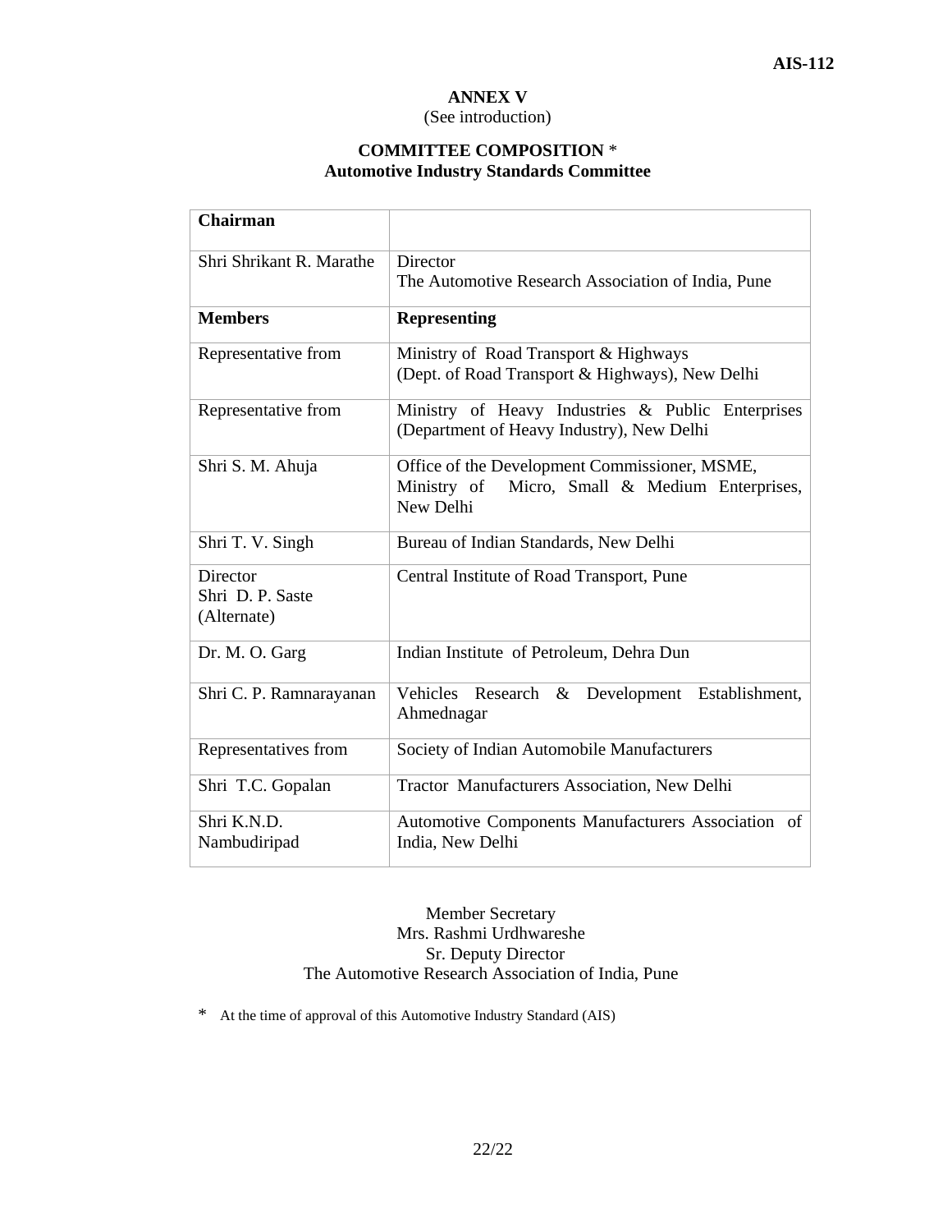## ANNEX V

(See introduction)

## COMMITTEE COMPOSITION *
## Automotive Industry Standards Committee

| | |
|---|---|
| **Chairman** | |
| Shri Shrikant R. Marathe | Director<br>The Automotive Research Association of India, Pune |
| **Members** | **Representing** |
| Representative from | Ministry of Road Transport & Highways<br>(Dept. of Road Transport & Highways), New Delhi |
| Representative from | Ministry of Heavy Industries & Public Enterprises (Department of Heavy Industry), New Delhi |
| Shri S. M. Ahuja | Office of the Development Commissioner, MSME, Ministry of Micro, Small & Medium Enterprises, New Delhi |
| Shri T. V. Singh | Bureau of Indian Standards, New Delhi |
| Director<br>Shri D. P. Saste<br>(Alternate) | Central Institute of Road Transport, Pune |
| Dr. M. O. Garg | Indian Institute of Petroleum, Dehra Dun |
| Shri C. P. Ramnarayanan | Vehicles Research & Development Establishment, Ahmednagar |
| Representatives from | Society of Indian Automobile Manufacturers |
| Shri T.C. Gopalan | Tractor Manufacturers Association, New Delhi |
| Shri K.N.D. Nambudiripad | Automotive Components Manufacturers Association of India, New Delhi |

Member Secretary
Mrs. Rashmi Urdhwareshe
Sr. Deputy Director
The Automotive Research Association of India, Pune

* At the time of approval of this Automotive Industry Standard (AIS)